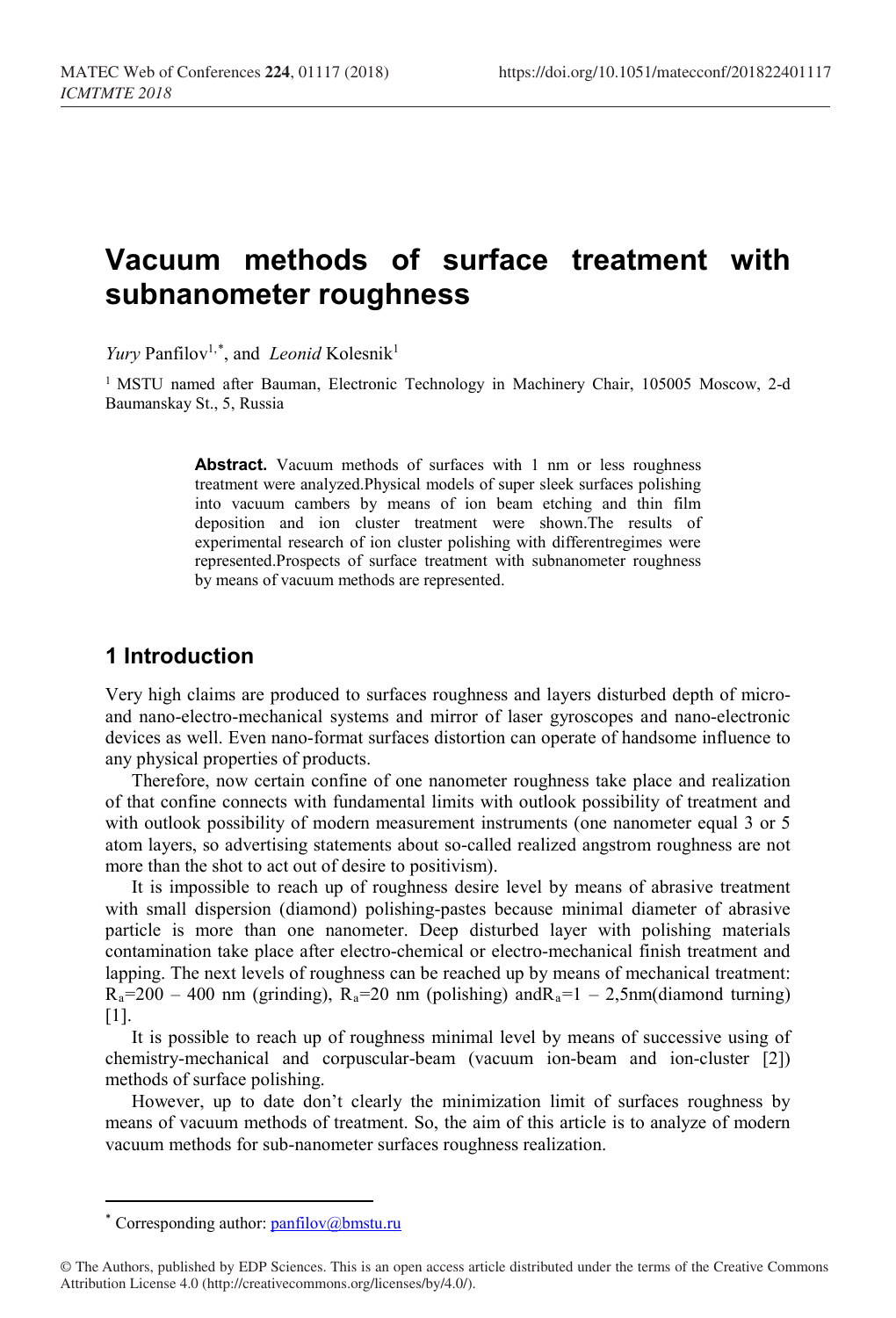# Vacuum methods of surface treatment with subnanometer roughness

*Yury* Panfilov[1,*], and *Leonid* Kolesnik[1]

[1] MSTU named after Bauman, Electronic Technology in Machinery Chair, 105005 Moscow, 2-d Baumanskay St., 5, Russia

**Abstract.** Vacuum methods of surfaces with 1 nm or less roughness treatment were analyzed.Physical models of super sleek surfaces polishing into vacuum cambers by means of ion beam etching and thin film deposition and ion cluster treatment were shown.The results of experimental research of ion cluster polishing with differentregimes were represented.Prospects of surface treatment with subnanometer roughness by means of vacuum methods are represented.

## 1 Introduction

Very high claims are produced to surfaces roughness and layers disturbed depth of micro- and nano-electro-mechanical systems and mirror of laser gyroscopes and nano-electronic devices as well. Even nano-format surfaces distortion can operate of handsome influence to any physical properties of products.

Therefore, now certain confine of one nanometer roughness take place and realization of that confine connects with fundamental limits with outlook possibility of treatment and with outlook possibility of modern measurement instruments (one nanometer equal 3 or 5 atom layers, so advertising statements about so-called realized angstrom roughness are not more than the shot to act out of desire to positivism).

It is impossible to reach up of roughness desire level by means of abrasive treatment with small dispersion (diamond) polishing-pastes because minimal diameter of abrasive particle is more than one nanometer. Deep disturbed layer with polishing materials contamination take place after electro-chemical or electro-mechanical finish treatment and lapping. The next levels of roughness can be reached up by means of mechanical treatment: $R_a$=200 – 400 nm (grinding), $R_a$=20 nm (polishing) and$R_a$=1 – 2,5nm(diamond turning) [1].

It is possible to reach up of roughness minimal level by means of successive using of chemistry-mechanical and corpuscular-beam (vacuum ion-beam and ion-cluster [2]) methods of surface polishing.

However, up to date don't clearly the minimization limit of surfaces roughness by means of vacuum methods of treatment. So, the aim of this article is to analyze of modern vacuum methods for sub-nanometer surfaces roughness realization.

---

* Corresponding author: panfilov@bmstu.ru

© The Authors, published by EDP Sciences. This is an open access article distributed under the terms of the Creative Commons Attribution License 4.0 (http://creativecommons.org/licenses/by/4.0/).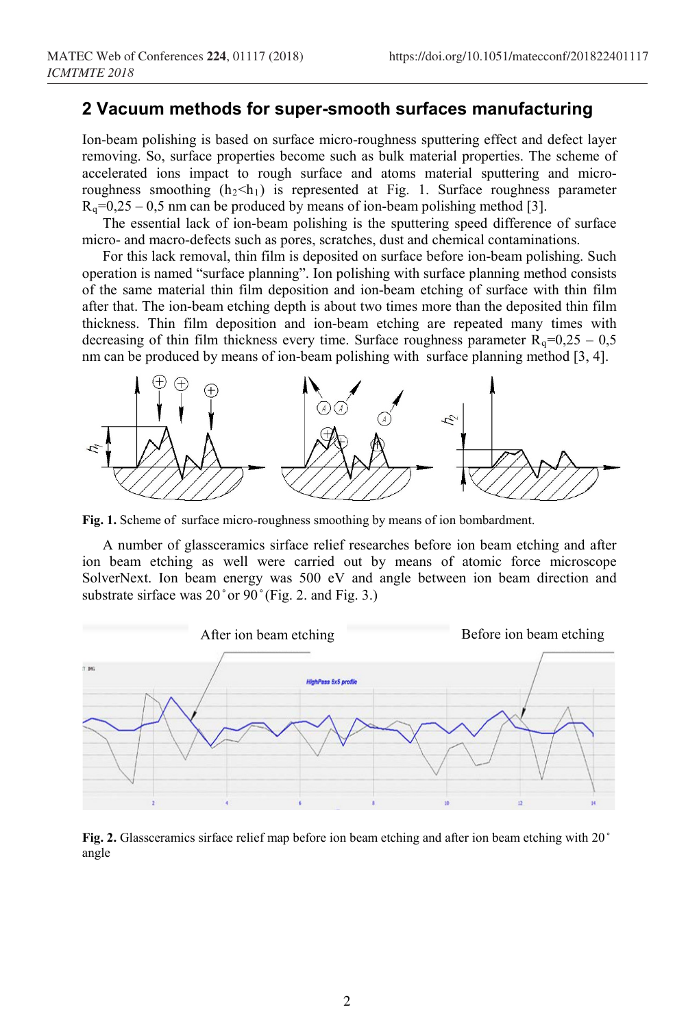## 2 Vacuum methods for super-smooth surfaces manufacturing

Ion-beam polishing is based on surface micro-roughness sputtering effect and defect layer removing. So, surface properties become such as bulk material properties. The scheme of accelerated ions impact to rough surface and atoms material sputtering and micro-roughness smoothing ($h_2<h_1$) is represented at Fig. 1. Surface roughness parameter $R_q$=0,25 – 0,5 nm can be produced by means of ion-beam polishing method [3].

The essential lack of ion-beam polishing is the sputtering speed difference of surface micro- and macro-defects such as pores, scratches, dust and chemical contaminations.

For this lack removal, thin film is deposited on surface before ion-beam polishing. Such operation is named "surface planning". Ion polishing with surface planning method consists of the same material thin film deposition and ion-beam etching of surface with thin film after that. The ion-beam etching depth is about two times more than the deposited thin film thickness. Thin film deposition and ion-beam etching are repeated many times with decreasing of thin film thickness every time. Surface roughness parameter $R_q$=0,25 – 0,5 nm can be produced by means of ion-beam polishing with surface planning method [3, 4].

**Fig. 1.** Scheme of surface micro-roughness smoothing by means of ion bombardment.

A number of glassceramics sirface relief researches before ion beam etching and after ion beam etching as well were carried out by means of atomic force microscope SolverNext. Ion beam energy was 500 eV and angle between ion beam direction and substrate sirface was 20˚ or 90˚ (Fig. 2. and Fig. 3.)

**Fig. 2.** Glassceramics sirface relief map before ion beam etching and after ion beam etching with 20˚ angle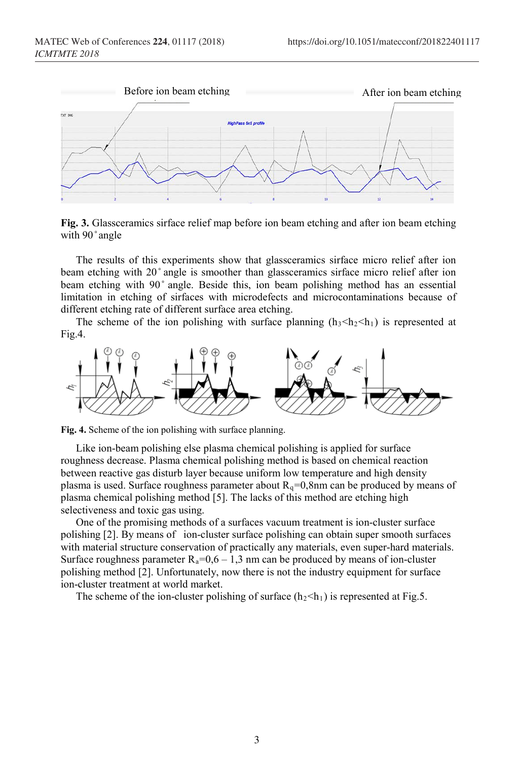Before ion beam etching

After ion beam etching

**Fig. 3.** Glassceramics sirface relief map before ion beam etching and after ion beam etching with 90˚angle

The results of this experiments show that glassceramics sirface micro relief after ion beam etching with 20˚angle is smoother than glassceramics sirface micro relief after ion beam etching with 90˚angle. Beside this, ion beam polishing method has an essential limitation in etching of sirfaces with microdefects and microcontaminations because of different etching rate of different surface area etching.

The scheme of the ion polishing with surface planning ($h_3<h_2<h_1$) is represented at Fig.4.

**Fig. 4.** Scheme of the ion polishing with surface planning.

Like ion-beam polishing else plasma chemical polishing is applied for surface roughness decrease. Plasma chemical polishing method is based on chemical reaction between reactive gas disturb layer because uniform low temperature and high density plasma is used. Surface roughness parameter about $R_q$=0,8nm can be produced by means of plasma chemical polishing method [5]. The lacks of this method are etching high selectiveness and toxic gas using.

One of the promising methods of a surfaces vacuum treatment is ion-cluster surface polishing [2]. By means of ion-cluster surface polishing can obtain super smooth surfaces with material structure conservation of practically any materials, even super-hard materials. Surface roughness parameter $R_a$=0,6 – 1,3 nm can be produced by means of ion-cluster polishing method [2]. Unfortunately, now there is not the industry equipment for surface ion-cluster treatment at world market.

The scheme of the ion-cluster polishing of surface ($h_2<h_1$) is represented at Fig.5.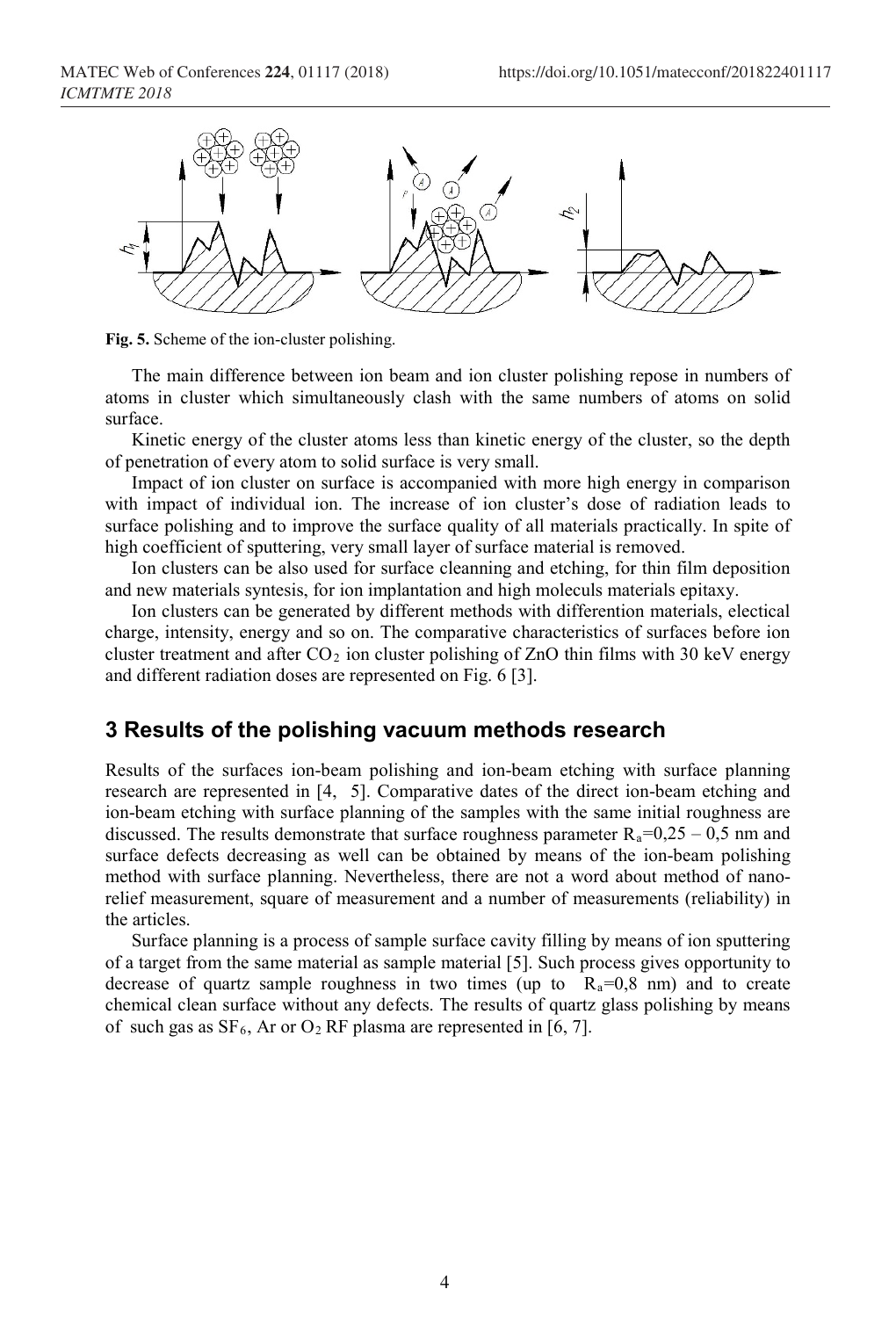**Fig. 5.** Scheme of the ion-cluster polishing.

The main difference between ion beam and ion cluster polishing repose in numbers of atoms in cluster which simultaneously clash with the same numbers of atoms on solid surface.

Kinetic energy of the cluster atoms less than kinetic energy of the cluster, so the depth of penetration of every atom to solid surface is very small.

Impact of ion cluster on surface is accompanied with more high energy in comparison with impact of individual ion. The increase of ion cluster's dose of radiation leads to surface polishing and to improve the surface quality of all materials practically. In spite of high coefficient of sputtering, very small layer of surface material is removed.

Ion clusters can be also used for surface cleanning and etching, for thin film deposition and new materials syntesis, for ion implantation and high moleculs materials epitaxy.

Ion clusters can be generated by different methods with differention materials, electical charge, intensity, energy and so on. The comparative characteristics of surfaces before ion cluster treatment and after $CO_2$ ion cluster polishing of ZnO thin films with 30 keV energy and different radiation doses are represented on Fig. 6 [3].

## 3 Results of the polishing vacuum methods research

Results of the surfaces ion-beam polishing and ion-beam etching with surface planning research are represented in [4, 5]. Comparative dates of the direct ion-beam etching and ion-beam etching with surface planning of the samples with the same initial roughness are discussed. The results demonstrate that surface roughness parameter $R_a$=0,25 – 0,5 nm and surface defects decreasing as well can be obtained by means of the ion-beam polishing method with surface planning. Nevertheless, there are not a word about method of nano-relief measurement, square of measurement and a number of measurements (reliability) in the articles.

Surface planning is a process of sample surface cavity filling by means of ion sputtering of a target from the same material as sample material [5]. Such process gives opportunity to decrease of quartz sample roughness in two times (up to $R_a$=0,8 nm) and to create chemical clean surface without any defects. The results of quartz glass polishing by means of such gas as $SF_6$, Ar or $O_2$ RF plasma are represented in [6, 7].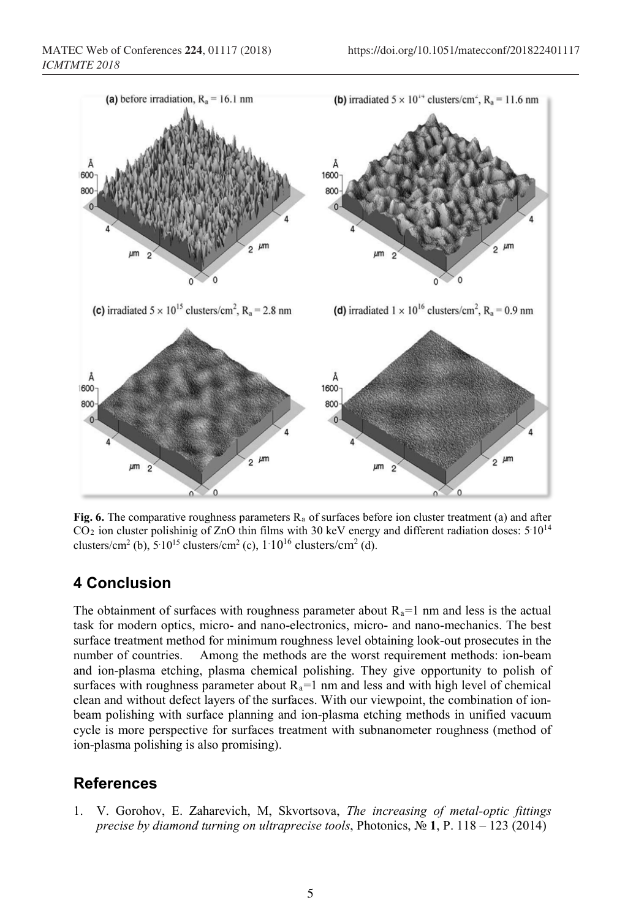**Fig. 6.** The comparative roughness parameters $R_a$ of surfaces before ion cluster treatment (a) and after $CO_2$ ion cluster polishinig of ZnO thin films with 30 keV energy and different radiation doses: $5 \cdot 10^{14}$ clusters/cm$^2$ (b), $5 \cdot 10^{15}$ clusters/cm$^2$ (c), $1 \cdot 10^{16}$ clusters/cm$^2$ (d).

## 4 Conclusion

The obtainment of surfaces with roughness parameter about $R_a$=1 nm and less is the actual task for modern optics, micro- and nano-electronics, micro- and nano-mechanics. The best surface treatment method for minimum roughness level obtaining look-out prosecutes in the number of countries. Among the methods are the worst requirement methods: ion-beam and ion-plasma etching, plasma chemical polishing. They give opportunity to polish of surfaces with roughness parameter about $R_a$=1 nm and less and with high level of chemical clean and without defect layers of the surfaces. With our viewpoint, the combination of ion-beam polishing with surface planning and ion-plasma etching methods in unified vacuum cycle is more perspective for surfaces treatment with subnanometer roughness (method of ion-plasma polishing is also promising).

## References

1. V. Gorohov, E. Zaharevich, M, Skvortsova, *The increasing of metal-optic fittings precise by diamond turning on ultraprecise tools*, Photonics, № **1**, P. 118 – 123 (2014)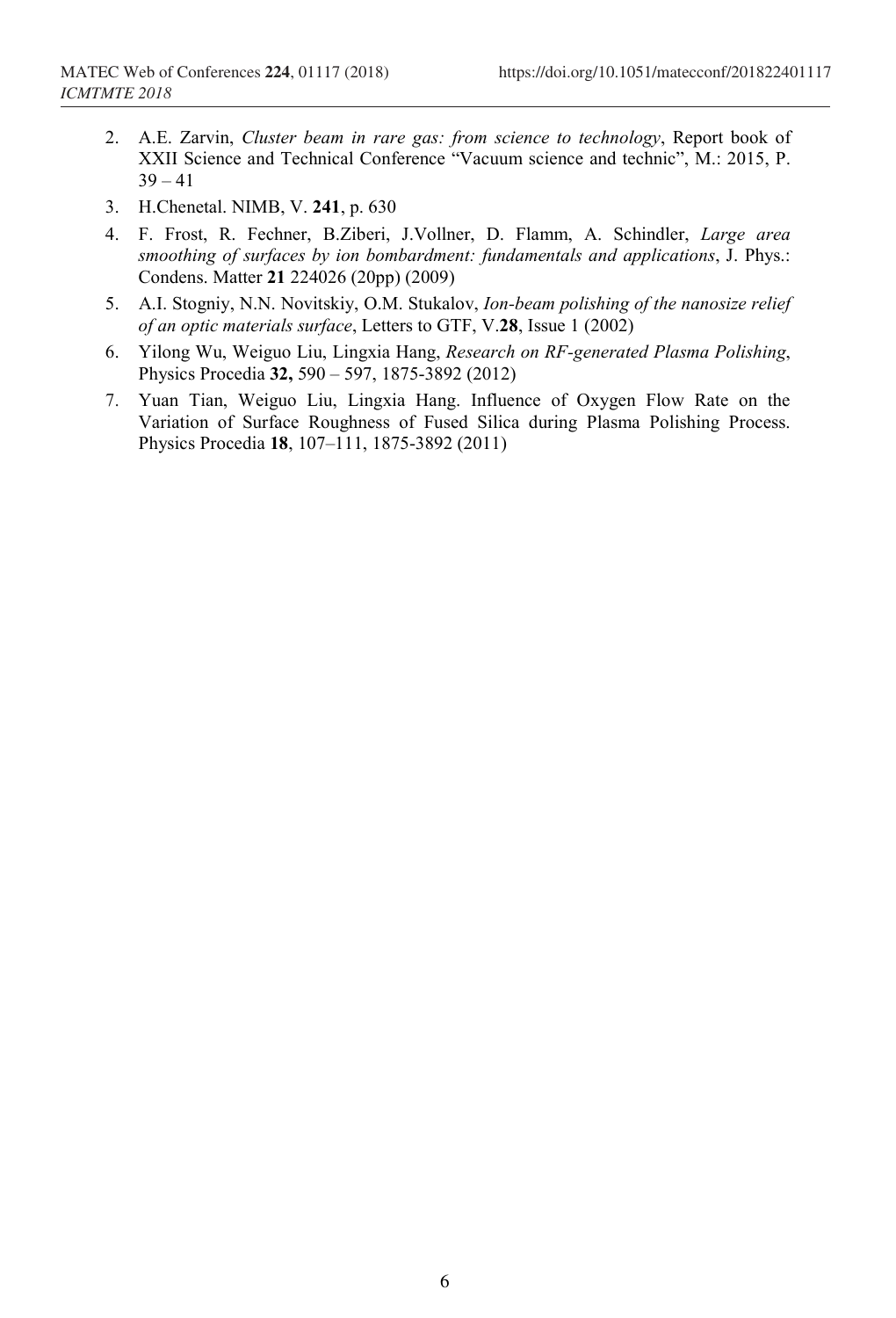2. A.E. Zarvin, *Cluster beam in rare gas: from science to technology*, Report book of XXII Science and Technical Conference "Vacuum science and technic", M.: 2015, P. 39 – 41
3. H.Chenetal. NIMB, V. **241**, p. 630
4. F. Frost, R. Fechner, B.Ziberi, J.Vollner, D. Flamm, A. Schindler, *Large area smoothing of surfaces by ion bombardment: fundamentals and applications*, J. Phys.: Condens. Matter **21** 224026 (20pp) (2009)
5. A.I. Stogniy, N.N. Novitskiy, O.M. Stukalov, *Ion-beam polishing of the nanosize relief of an optic materials surface*, Letters to GTF, V.**28**, Issue 1 (2002)
6. Yilong Wu, Weiguo Liu, Lingxia Hang, *Research on RF-generated Plasma Polishing*, Physics Procedia **32,** 590 – 597, 1875-3892 (2012)
7. Yuan Tian, Weiguo Liu, Lingxia Hang. Influence of Oxygen Flow Rate on the Variation of Surface Roughness of Fused Silica during Plasma Polishing Process. Physics Procedia **18**, 107–111, 1875-3892 (2011)